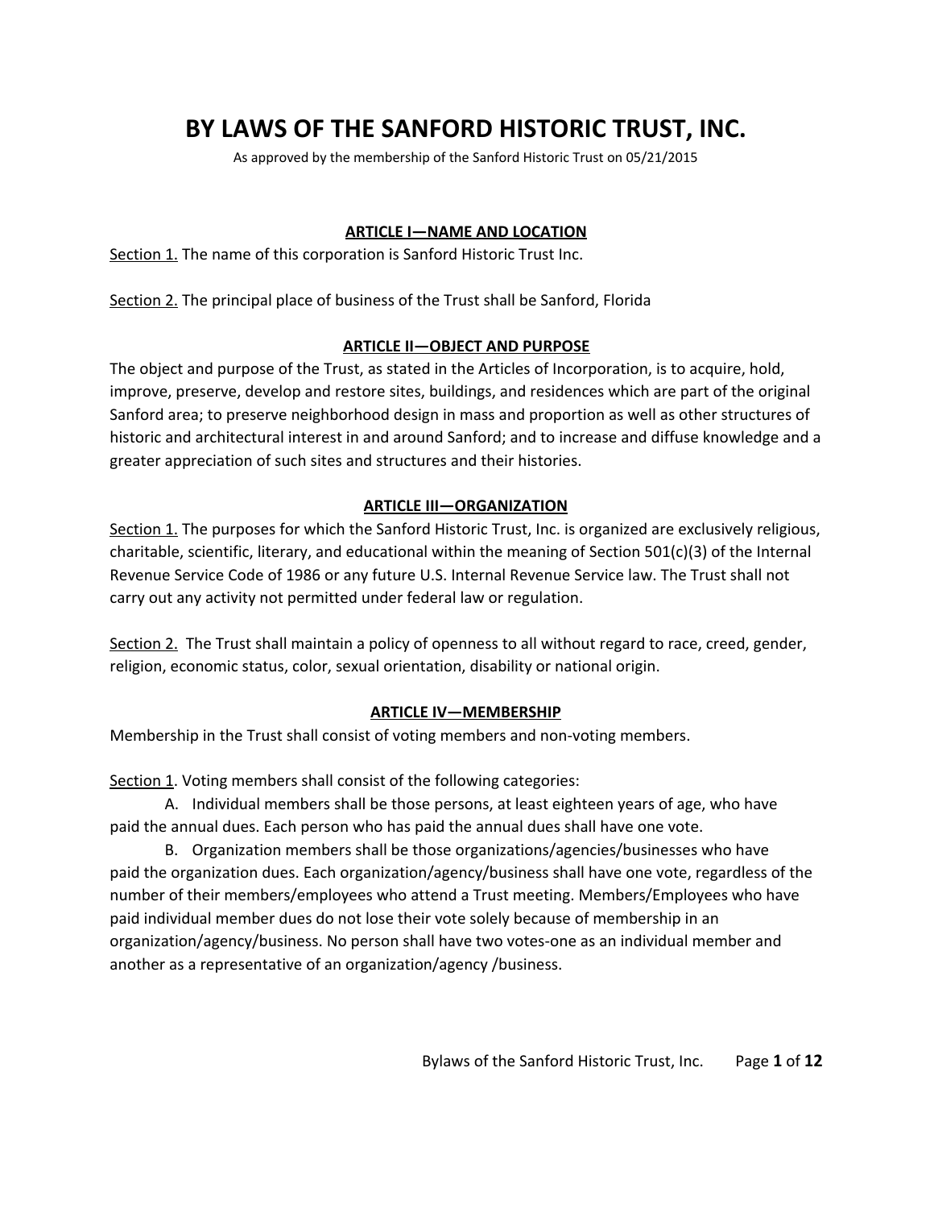# BY LAWS OF THE SANFORD HISTORIC TRUST, INC.

As approved by the membership of the Sanford Historic Trust on 05/21/2015

## ARTICLE I—NAME AND LOCATION

Section 1. The name of this corporation is Sanford Historic Trust Inc.

Section 2. The principal place of business of the Trust shall be Sanford, Florida

## ARTICLE II—OBJECT AND PURPOSE

The object and purpose of the Trust, as stated in the Articles of Incorporation, is to acquire, hold, improve, preserve, develop and restore sites, buildings, and residences which are part of the original Sanford area; to preserve neighborhood design in mass and proportion as well as other structures of historic and architectural interest in and around Sanford; and to increase and diffuse knowledge and a greater appreciation of such sites and structures and their histories.

## ARTICLE III—ORGANIZATION

Section 1. The purposes for which the Sanford Historic Trust, Inc. is organized are exclusively religious, charitable, scientific, literary, and educational within the meaning of Section 501(c)(3) of the Internal Revenue Service Code of 1986 or any future U.S. Internal Revenue Service law. The Trust shall not carry out any activity not permitted under federal law or regulation.

Section 2. The Trust shall maintain a policy of openness to all without regard to race, creed, gender, religion, economic status, color, sexual orientation, disability or national origin.

## ARTICLE IV—MEMBERSHIP

Membership in the Trust shall consist of voting members and non-voting members.

Section 1. Voting members shall consist of the following categories:

A. Individual members shall be those persons, at least eighteen years of age, who have paid the annual dues. Each person who has paid the annual dues shall have one vote.

B. Organization members shall be those organizations/agencies/businesses who have paid the organization dues. Each organization/agency/business shall have one vote, regardless of the number of their members/employees who attend a Trust meeting. Members/Employees who have paid individual member dues do not lose their vote solely because of membership in an organization/agency/business. No person shall have two votes-one as an individual member and another as a representative of an organization/agency /business.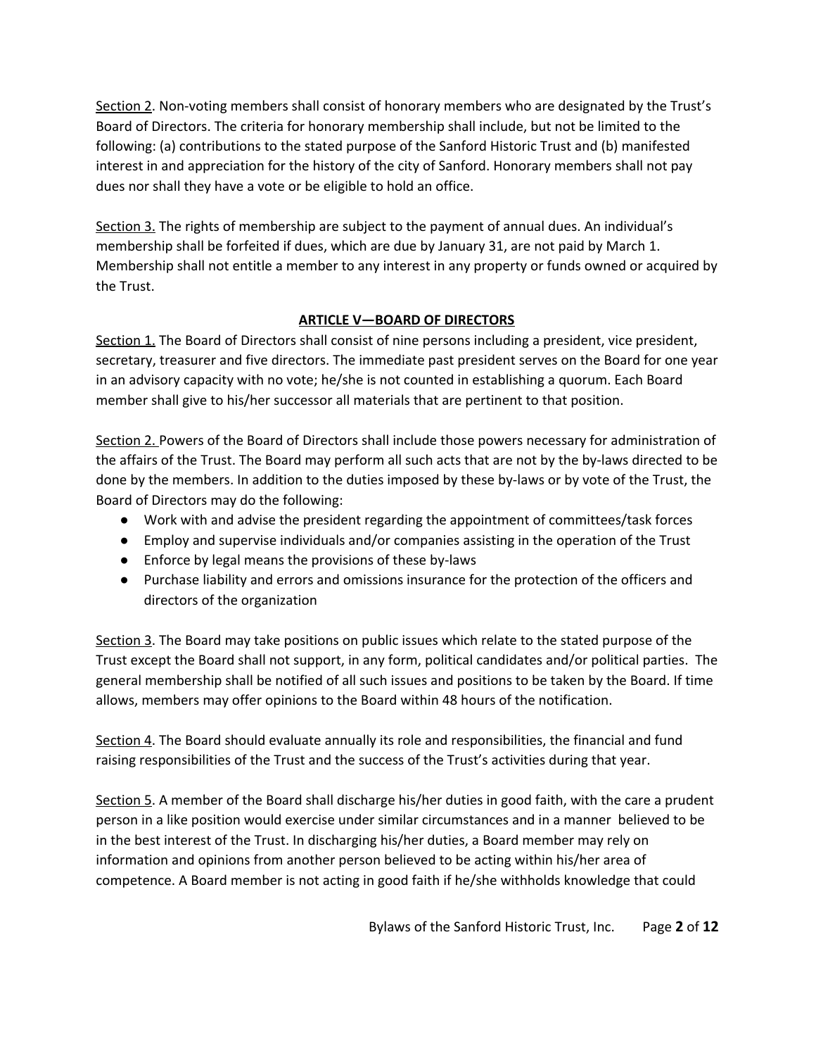Section 2. Non-voting members shall consist of honorary members who are designated by the Trust's Board of Directors. The criteria for honorary membership shall include, but not be limited to the following: (a) contributions to the stated purpose of the Sanford Historic Trust and (b) manifested interest in and appreciation for the history of the city of Sanford. Honorary members shall not pay dues nor shall they have a vote or be eligible to hold an office.

Section 3. The rights of membership are subject to the payment of annual dues. An individual's membership shall be forfeited if dues, which are due by January 31, are not paid by March 1. Membership shall not entitle a member to any interest in any property or funds owned or acquired by the Trust.

## ARTICLE V—BOARD OF DIRECTORS

Section 1. The Board of Directors shall consist of nine persons including a president, vice president, secretary, treasurer and five directors. The immediate past president serves on the Board for one year in an advisory capacity with no vote; he/she is not counted in establishing a quorum. Each Board member shall give to his/her successor all materials that are pertinent to that position.

Section 2. Powers of the Board of Directors shall include those powers necessary for administration of the affairs of the Trust. The Board may perform all such acts that are not by the by-laws directed to be done by the members. In addition to the duties imposed by these by-laws or by vote of the Trust, the Board of Directors may do the following:

- Work with and advise the president regarding the appointment of committees/task forces
- Employ and supervise individuals and/or companies assisting in the operation of the Trust
- Enforce by legal means the provisions of these by-laws
- Purchase liability and errors and omissions insurance for the protection of the officers and directors of the organization

Section 3. The Board may take positions on public issues which relate to the stated purpose of the Trust except the Board shall not support, in any form, political candidates and/or political parties. The general membership shall be notified of all such issues and positions to be taken by the Board. If time allows, members may offer opinions to the Board within 48 hours of the notification.

Section 4. The Board should evaluate annually its role and responsibilities, the financial and fund raising responsibilities of the Trust and the success of the Trust's activities during that year.

Section 5. A member of the Board shall discharge his/her duties in good faith, with the care a prudent person in a like position would exercise under similar circumstances and in a manner believed to be in the best interest of the Trust. In discharging his/her duties, a Board member may rely on information and opinions from another person believed to be acting within his/her area of competence. A Board member is not acting in good faith if he/she withholds knowledge that could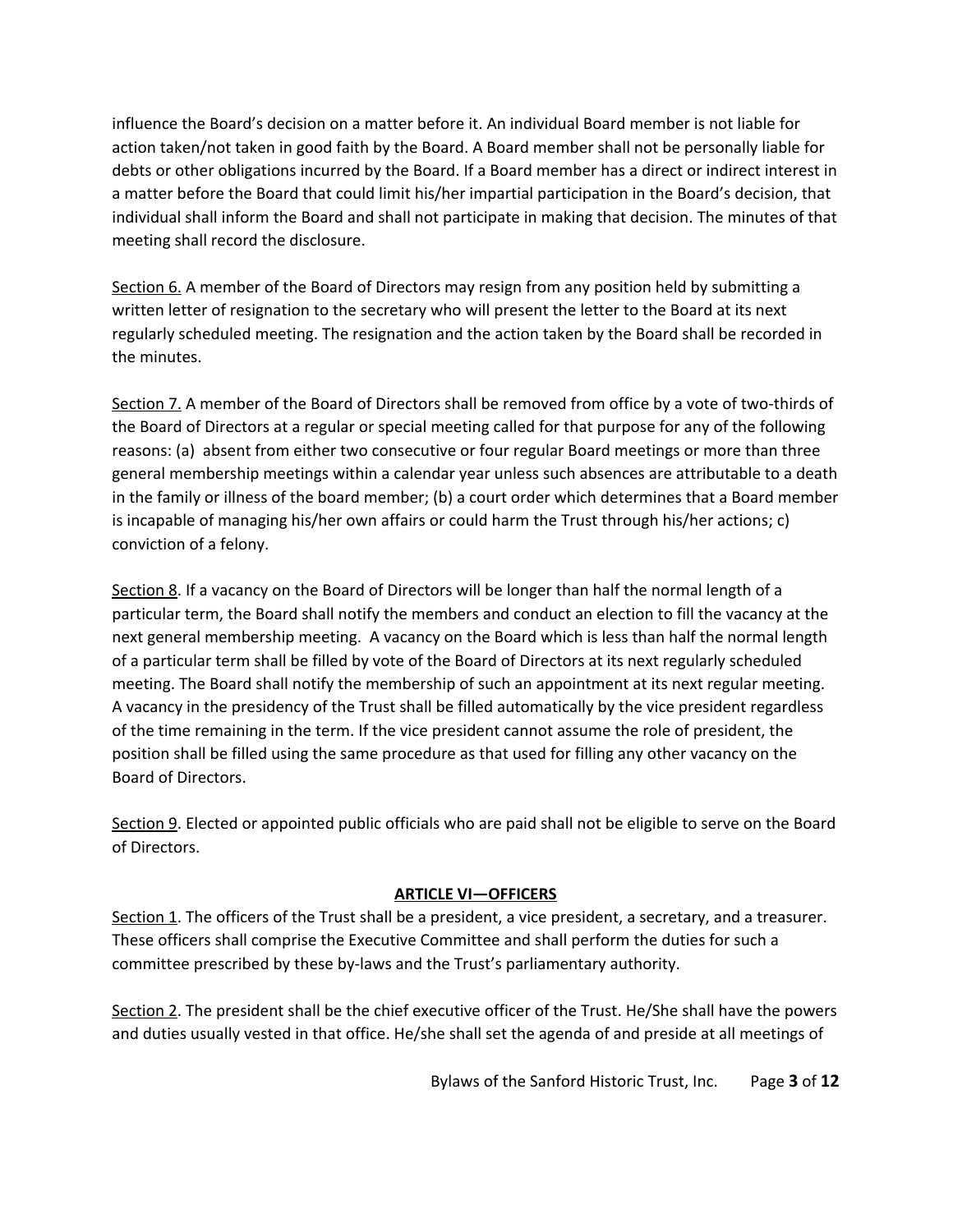influence the Board's decision on a matter before it. An individual Board member is not liable for action taken/not taken in good faith by the Board. A Board member shall not be personally liable for debts or other obligations incurred by the Board. If a Board member has a direct or indirect interest in a matter before the Board that could limit his/her impartial participation in the Board's decision, that individual shall inform the Board and shall not participate in making that decision. The minutes of that meeting shall record the disclosure.

<u>Section 6.</u> A member of the Board of Directors may resign from any position held by submitting a written letter of resignation to the secretary who will present the letter to the Board at its next regularly scheduled meeting. The resignation and the action taken by the Board shall be recorded in the minutes.

<u>Section 7.</u> A member of the Board of Directors shall be removed from office by a vote of two-thirds of the Board of Directors at a regular or special meeting called for that purpose for any of the following reasons: (a) absent from either two consecutive or four regular Board meetings or more than three general membership meetings within a calendar year unless such absences are attributable to a death in the family or illness of the board member; (b) a court order which determines that a Board member is incapable of managing his/her own affairs or could harm the Trust through his/her actions; c) conviction of a felony.

<u>Section 8</u>. If a vacancy on the Board of Directors will be longer than half the normal length of a particular term, the Board shall notify the members and conduct an election to fill the vacancy at the next general membership meeting. A vacancy on the Board which is less than half the normal length of a particular term shall be filled by vote of the Board of Directors at its next regularly scheduled meeting. The Board shall notify the membership of such an appointment at its next regular meeting. A vacancy in the presidency of the Trust shall be filled automatically by the vice president regardless of the time remaining in the term. If the vice president cannot assume the role of president, the position shall be filled using the same procedure as that used for filling any other vacancy on the Board of Directors.

<u>Section 9</u>. Elected or appointed public officials who are paid shall not be eligible to serve on the Board of Directors.

## ARTICLE VI—OFFICERS

<u>Section 1</u>. The officers of the Trust shall be a president, a vice president, a secretary, and a treasurer. These officers shall comprise the Executive Committee and shall perform the duties for such a committee prescribed by these by-laws and the Trust's parliamentary authority.

<u>Section 2</u>. The president shall be the chief executive officer of the Trust. He/She shall have the powers and duties usually vested in that office. He/she shall set the agenda of and preside at all meetings of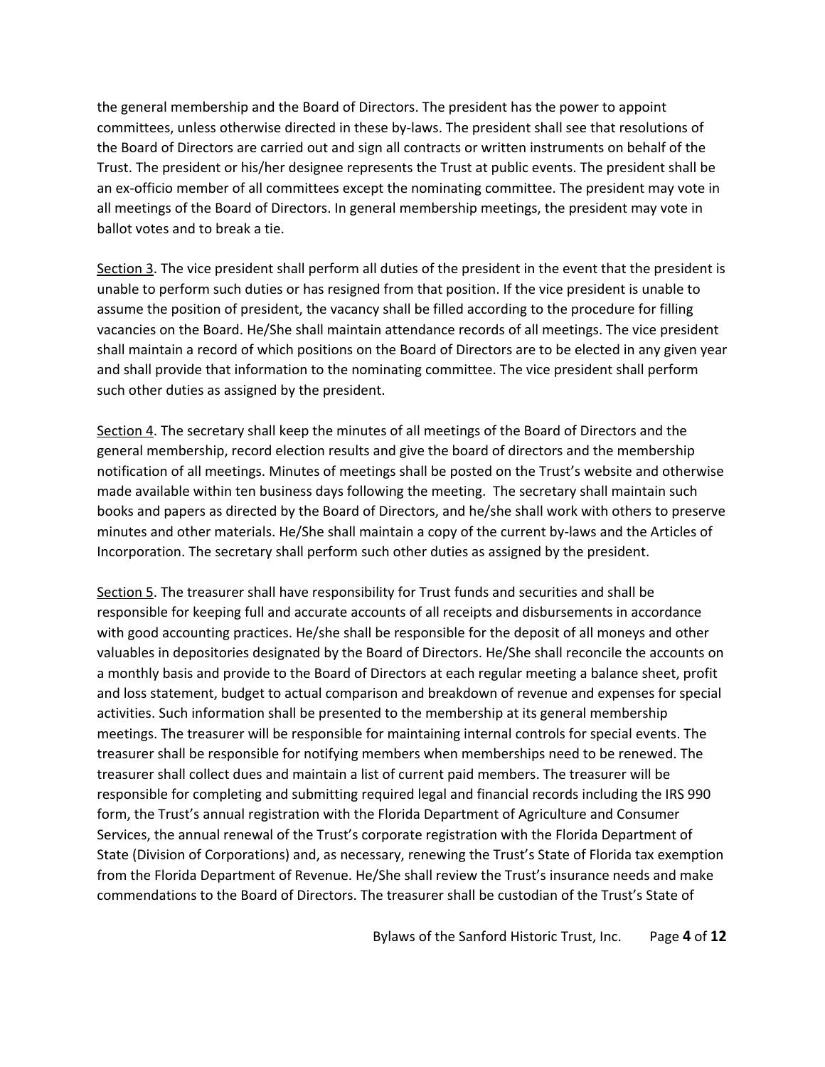the general membership and the Board of Directors. The president has the power to appoint committees, unless otherwise directed in these by-laws. The president shall see that resolutions of the Board of Directors are carried out and sign all contracts or written instruments on behalf of the Trust. The president or his/her designee represents the Trust at public events. The president shall be an ex-officio member of all committees except the nominating committee. The president may vote in all meetings of the Board of Directors. In general membership meetings, the president may vote in ballot votes and to break a tie.

<u>Section 3</u>. The vice president shall perform all duties of the president in the event that the president is unable to perform such duties or has resigned from that position. If the vice president is unable to assume the position of president, the vacancy shall be filled according to the procedure for filling vacancies on the Board. He/She shall maintain attendance records of all meetings. The vice president shall maintain a record of which positions on the Board of Directors are to be elected in any given year and shall provide that information to the nominating committee. The vice president shall perform such other duties as assigned by the president.

<u>Section 4</u>. The secretary shall keep the minutes of all meetings of the Board of Directors and the general membership, record election results and give the board of directors and the membership notification of all meetings. Minutes of meetings shall be posted on the Trust's website and otherwise made available within ten business days following the meeting. The secretary shall maintain such books and papers as directed by the Board of Directors, and he/she shall work with others to preserve minutes and other materials. He/She shall maintain a copy of the current by-laws and the Articles of Incorporation. The secretary shall perform such other duties as assigned by the president.

<u>Section 5</u>. The treasurer shall have responsibility for Trust funds and securities and shall be responsible for keeping full and accurate accounts of all receipts and disbursements in accordance with good accounting practices. He/she shall be responsible for the deposit of all moneys and other valuables in depositories designated by the Board of Directors. He/She shall reconcile the accounts on a monthly basis and provide to the Board of Directors at each regular meeting a balance sheet, profit and loss statement, budget to actual comparison and breakdown of revenue and expenses for special activities. Such information shall be presented to the membership at its general membership meetings. The treasurer will be responsible for maintaining internal controls for special events. The treasurer shall be responsible for notifying members when memberships need to be renewed. The treasurer shall collect dues and maintain a list of current paid members. The treasurer will be responsible for completing and submitting required legal and financial records including the IRS 990 form, the Trust's annual registration with the Florida Department of Agriculture and Consumer Services, the annual renewal of the Trust's corporate registration with the Florida Department of State (Division of Corporations) and, as necessary, renewing the Trust's State of Florida tax exemption from the Florida Department of Revenue. He/She shall review the Trust's insurance needs and make commendations to the Board of Directors. The treasurer shall be custodian of the Trust's State of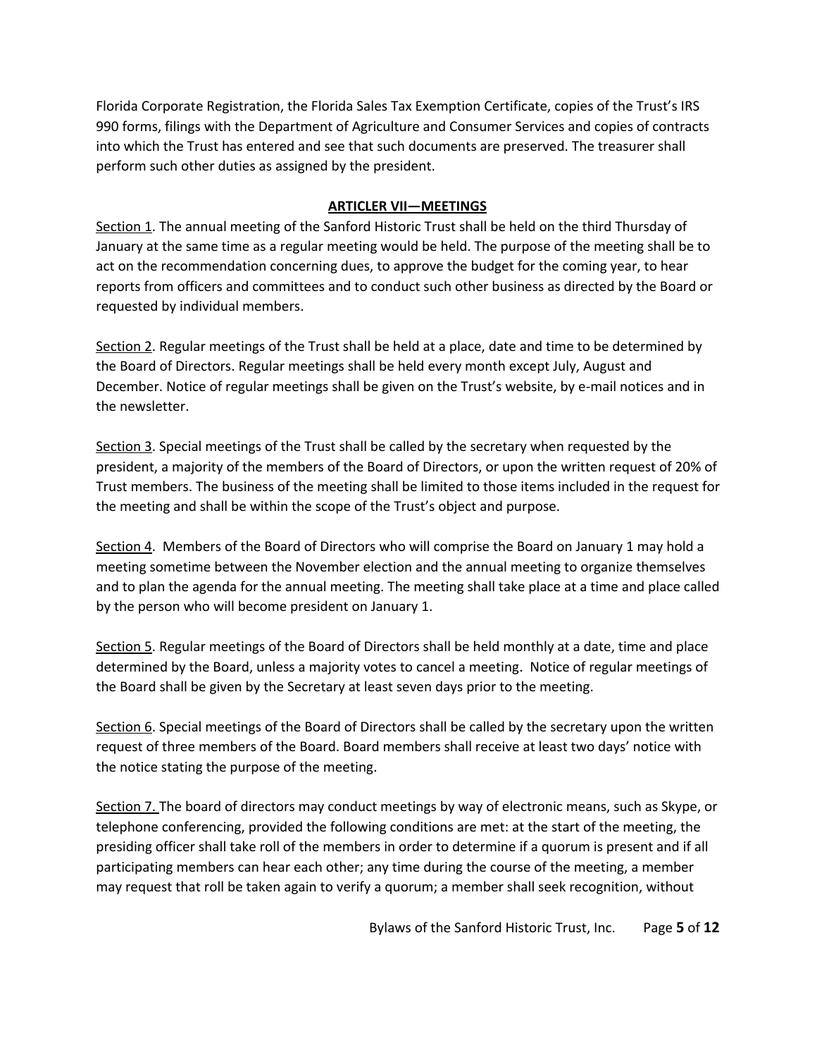Florida Corporate Registration, the Florida Sales Tax Exemption Certificate, copies of the Trust's IRS 990 forms, filings with the Department of Agriculture and Consumer Services and copies of contracts into which the Trust has entered and see that such documents are preserved. The treasurer shall perform such other duties as assigned by the president.

## ARTICLER VII—MEETINGS

Section 1. The annual meeting of the Sanford Historic Trust shall be held on the third Thursday of January at the same time as a regular meeting would be held. The purpose of the meeting shall be to act on the recommendation concerning dues, to approve the budget for the coming year, to hear reports from officers and committees and to conduct such other business as directed by the Board or requested by individual members.

Section 2. Regular meetings of the Trust shall be held at a place, date and time to be determined by the Board of Directors. Regular meetings shall be held every month except July, August and December. Notice of regular meetings shall be given on the Trust's website, by e-mail notices and in the newsletter.

Section 3. Special meetings of the Trust shall be called by the secretary when requested by the president, a majority of the members of the Board of Directors, or upon the written request of 20% of Trust members. The business of the meeting shall be limited to those items included in the request for the meeting and shall be within the scope of the Trust's object and purpose.

Section 4. Members of the Board of Directors who will comprise the Board on January 1 may hold a meeting sometime between the November election and the annual meeting to organize themselves and to plan the agenda for the annual meeting. The meeting shall take place at a time and place called by the person who will become president on January 1.

Section 5. Regular meetings of the Board of Directors shall be held monthly at a date, time and place determined by the Board, unless a majority votes to cancel a meeting. Notice of regular meetings of the Board shall be given by the Secretary at least seven days prior to the meeting.

Section 6. Special meetings of the Board of Directors shall be called by the secretary upon the written request of three members of the Board. Board members shall receive at least two days' notice with the notice stating the purpose of the meeting.

Section 7. The board of directors may conduct meetings by way of electronic means, such as Skype, or telephone conferencing, provided the following conditions are met: at the start of the meeting, the presiding officer shall take roll of the members in order to determine if a quorum is present and if all participating members can hear each other; any time during the course of the meeting, a member may request that roll be taken again to verify a quorum; a member shall seek recognition, without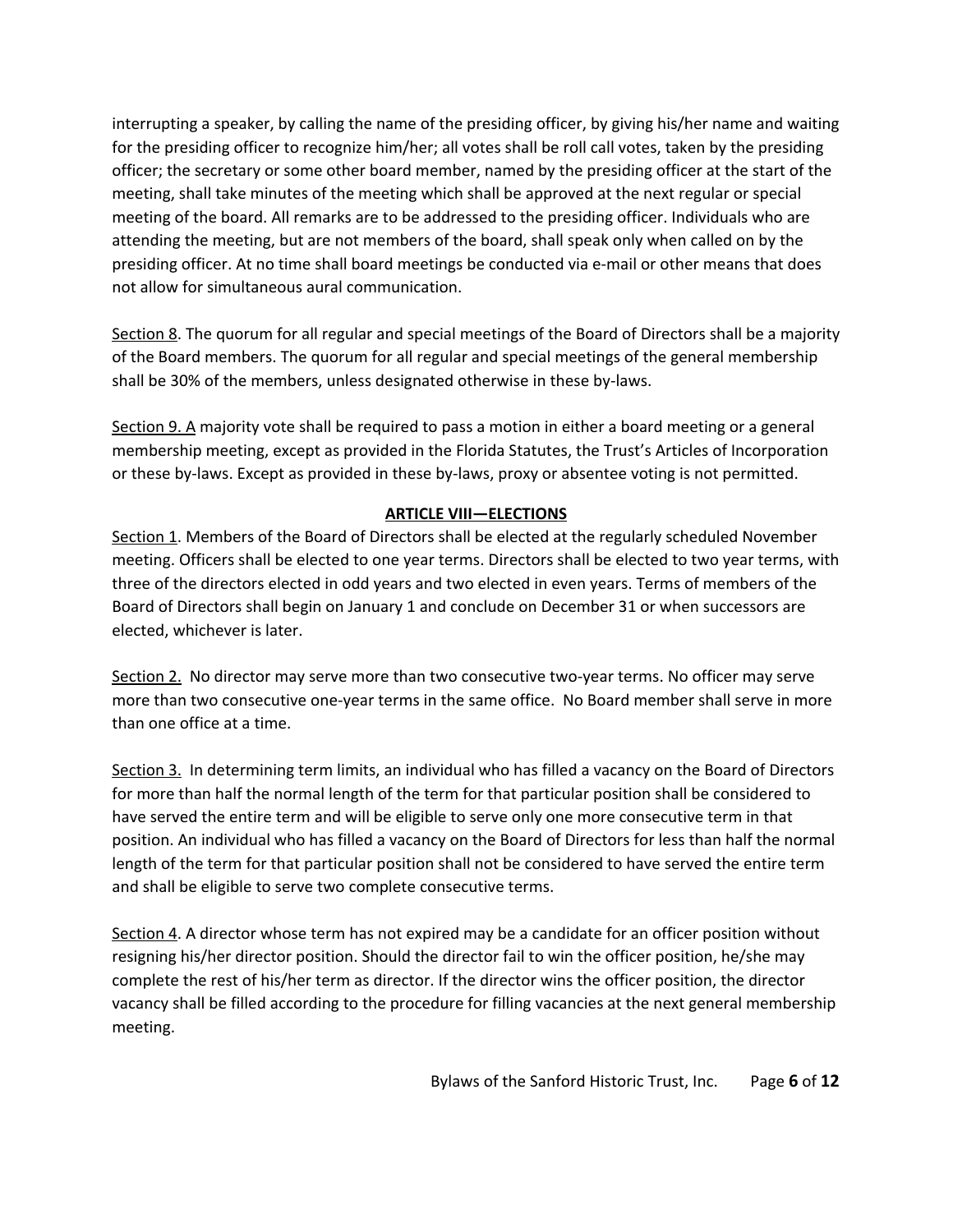interrupting a speaker, by calling the name of the presiding officer, by giving his/her name and waiting for the presiding officer to recognize him/her; all votes shall be roll call votes, taken by the presiding officer; the secretary or some other board member, named by the presiding officer at the start of the meeting, shall take minutes of the meeting which shall be approved at the next regular or special meeting of the board. All remarks are to be addressed to the presiding officer. Individuals who are attending the meeting, but are not members of the board, shall speak only when called on by the presiding officer. At no time shall board meetings be conducted via e-mail or other means that does not allow for simultaneous aural communication.

Section 8. The quorum for all regular and special meetings of the Board of Directors shall be a majority of the Board members. The quorum for all regular and special meetings of the general membership shall be 30% of the members, unless designated otherwise in these by-laws.

Section 9. A majority vote shall be required to pass a motion in either a board meeting or a general membership meeting, except as provided in the Florida Statutes, the Trust's Articles of Incorporation or these by-laws. Except as provided in these by-laws, proxy or absentee voting is not permitted.

## ARTICLE VIII—ELECTIONS

Section 1. Members of the Board of Directors shall be elected at the regularly scheduled November meeting. Officers shall be elected to one year terms. Directors shall be elected to two year terms, with three of the directors elected in odd years and two elected in even years. Terms of members of the Board of Directors shall begin on January 1 and conclude on December 31 or when successors are elected, whichever is later.

Section 2. No director may serve more than two consecutive two-year terms. No officer may serve more than two consecutive one-year terms in the same office. No Board member shall serve in more than one office at a time.

Section 3. In determining term limits, an individual who has filled a vacancy on the Board of Directors for more than half the normal length of the term for that particular position shall be considered to have served the entire term and will be eligible to serve only one more consecutive term in that position. An individual who has filled a vacancy on the Board of Directors for less than half the normal length of the term for that particular position shall not be considered to have served the entire term and shall be eligible to serve two complete consecutive terms.

Section 4. A director whose term has not expired may be a candidate for an officer position without resigning his/her director position. Should the director fail to win the officer position, he/she may complete the rest of his/her term as director. If the director wins the officer position, the director vacancy shall be filled according to the procedure for filling vacancies at the next general membership meeting.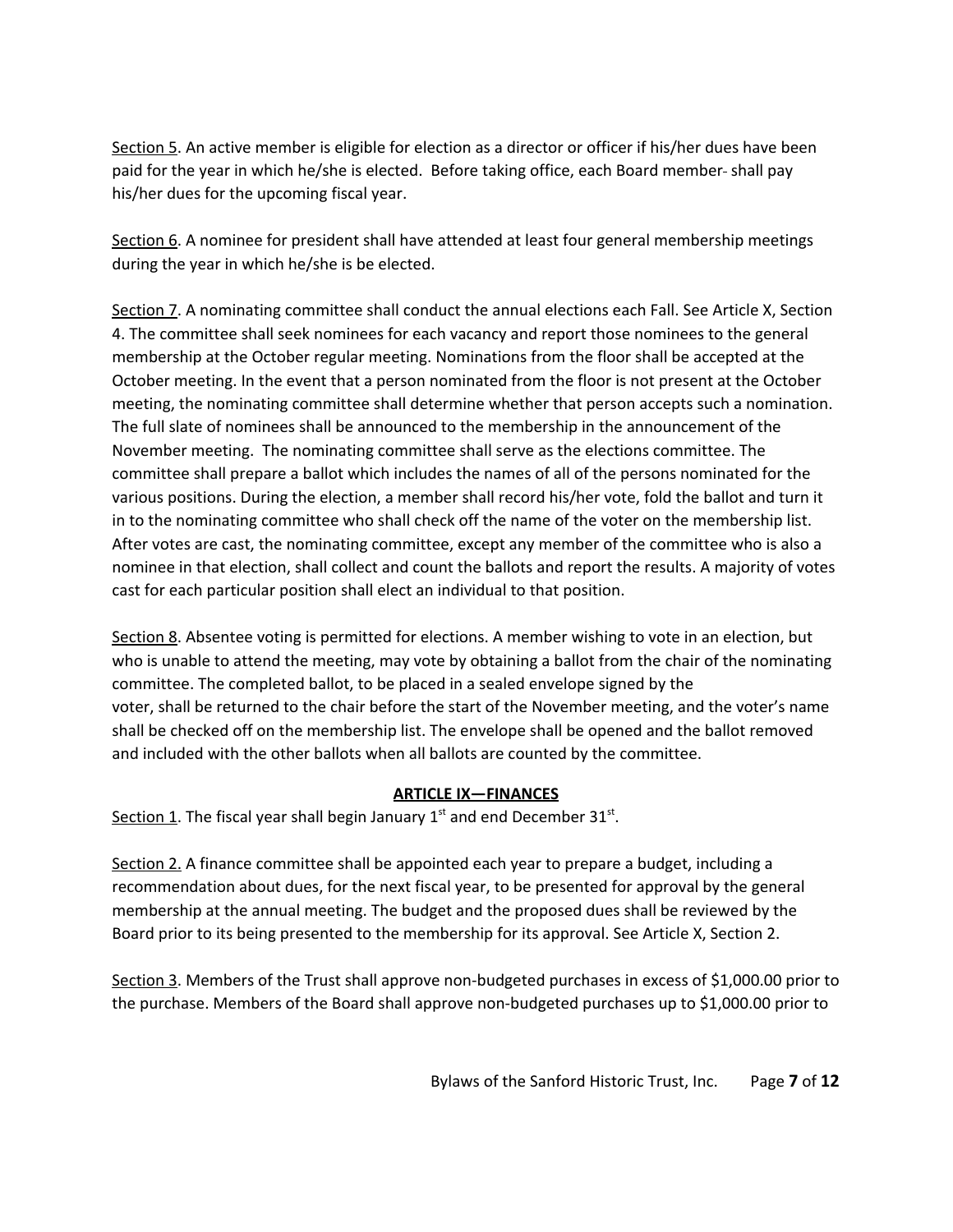Section 5. An active member is eligible for election as a director or officer if his/her dues have been paid for the year in which he/she is elected. Before taking office, each Board member shall pay his/her dues for the upcoming fiscal year.

Section 6. A nominee for president shall have attended at least four general membership meetings during the year in which he/she is be elected.

Section 7. A nominating committee shall conduct the annual elections each Fall. See Article X, Section 4. The committee shall seek nominees for each vacancy and report those nominees to the general membership at the October regular meeting. Nominations from the floor shall be accepted at the October meeting. In the event that a person nominated from the floor is not present at the October meeting, the nominating committee shall determine whether that person accepts such a nomination. The full slate of nominees shall be announced to the membership in the announcement of the November meeting. The nominating committee shall serve as the elections committee. The committee shall prepare a ballot which includes the names of all of the persons nominated for the various positions. During the election, a member shall record his/her vote, fold the ballot and turn it in to the nominating committee who shall check off the name of the voter on the membership list. After votes are cast, the nominating committee, except any member of the committee who is also a nominee in that election, shall collect and count the ballots and report the results. A majority of votes cast for each particular position shall elect an individual to that position.

Section 8. Absentee voting is permitted for elections. A member wishing to vote in an election, but who is unable to attend the meeting, may vote by obtaining a ballot from the chair of the nominating committee. The completed ballot, to be placed in a sealed envelope signed by the voter, shall be returned to the chair before the start of the November meeting, and the voter's name shall be checked off on the membership list. The envelope shall be opened and the ballot removed and included with the other ballots when all ballots are counted by the committee.

## ARTICLE IX—FINANCES

Section 1. The fiscal year shall begin January 1st and end December 31st.

Section 2. A finance committee shall be appointed each year to prepare a budget, including a recommendation about dues, for the next fiscal year, to be presented for approval by the general membership at the annual meeting. The budget and the proposed dues shall be reviewed by the Board prior to its being presented to the membership for its approval. See Article X, Section 2.

Section 3. Members of the Trust shall approve non-budgeted purchases in excess of $1,000.00 prior to the purchase. Members of the Board shall approve non-budgeted purchases up to $1,000.00 prior to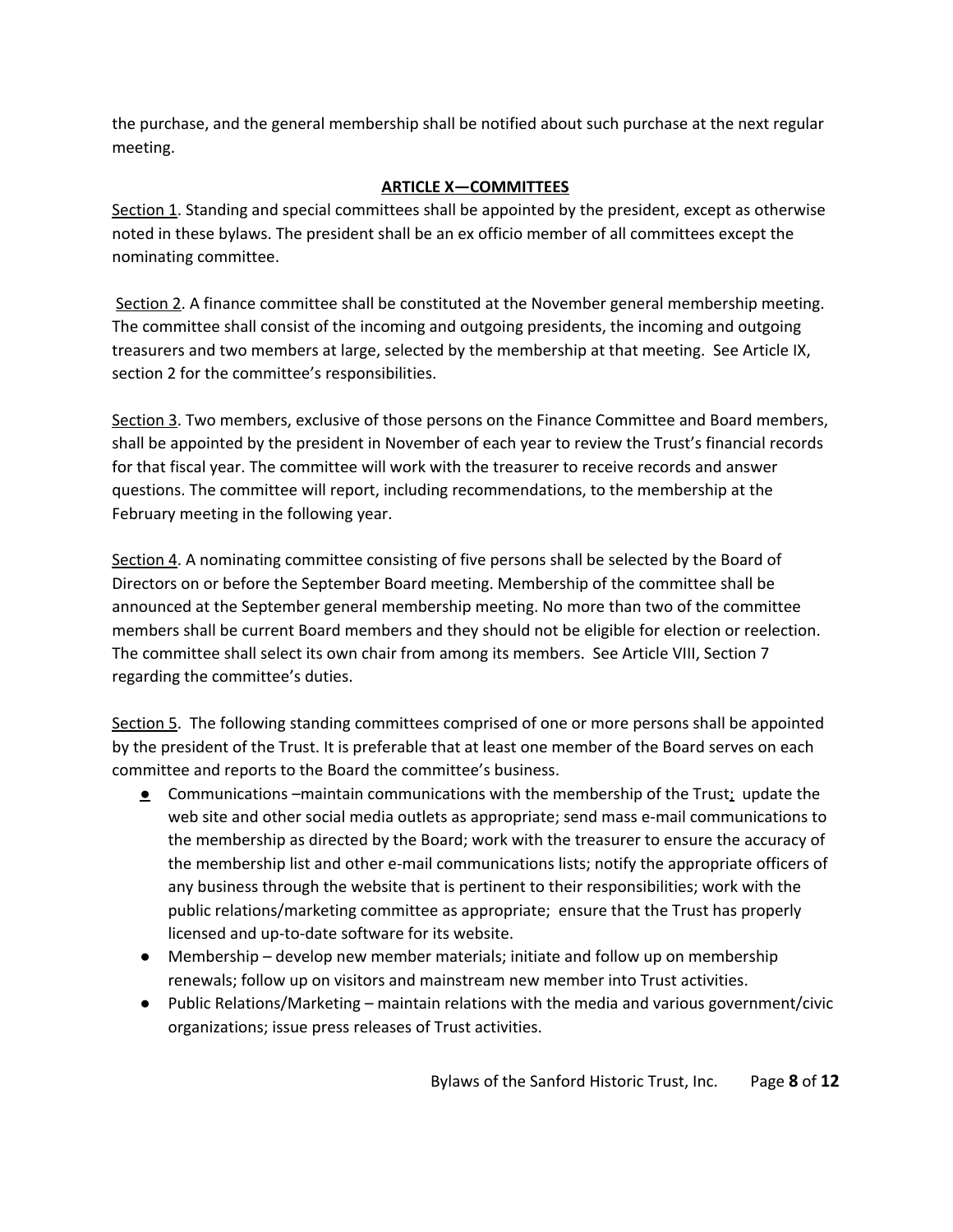the purchase, and the general membership shall be notified about such purchase at the next regular meeting.

## ARTICLE X—COMMITTEES

Section 1. Standing and special committees shall be appointed by the president, except as otherwise noted in these bylaws. The president shall be an ex officio member of all committees except the nominating committee.

Section 2. A finance committee shall be constituted at the November general membership meeting. The committee shall consist of the incoming and outgoing presidents, the incoming and outgoing treasurers and two members at large, selected by the membership at that meeting. See Article IX, section 2 for the committee's responsibilities.

Section 3. Two members, exclusive of those persons on the Finance Committee and Board members, shall be appointed by the president in November of each year to review the Trust's financial records for that fiscal year. The committee will work with the treasurer to receive records and answer questions. The committee will report, including recommendations, to the membership at the February meeting in the following year.

Section 4. A nominating committee consisting of five persons shall be selected by the Board of Directors on or before the September Board meeting. Membership of the committee shall be announced at the September general membership meeting. No more than two of the committee members shall be current Board members and they should not be eligible for election or reelection. The committee shall select its own chair from among its members. See Article VIII, Section 7 regarding the committee's duties.

Section 5. The following standing committees comprised of one or more persons shall be appointed by the president of the Trust. It is preferable that at least one member of the Board serves on each committee and reports to the Board the committee's business.

- Communications –maintain communications with the membership of the Trust; update the web site and other social media outlets as appropriate; send mass e-mail communications to the membership as directed by the Board; work with the treasurer to ensure the accuracy of the membership list and other e-mail communications lists; notify the appropriate officers of any business through the website that is pertinent to their responsibilities; work with the public relations/marketing committee as appropriate; ensure that the Trust has properly licensed and up-to-date software for its website.
- Membership – develop new member materials; initiate and follow up on membership renewals; follow up on visitors and mainstream new member into Trust activities.
- Public Relations/Marketing – maintain relations with the media and various government/civic organizations; issue press releases of Trust activities.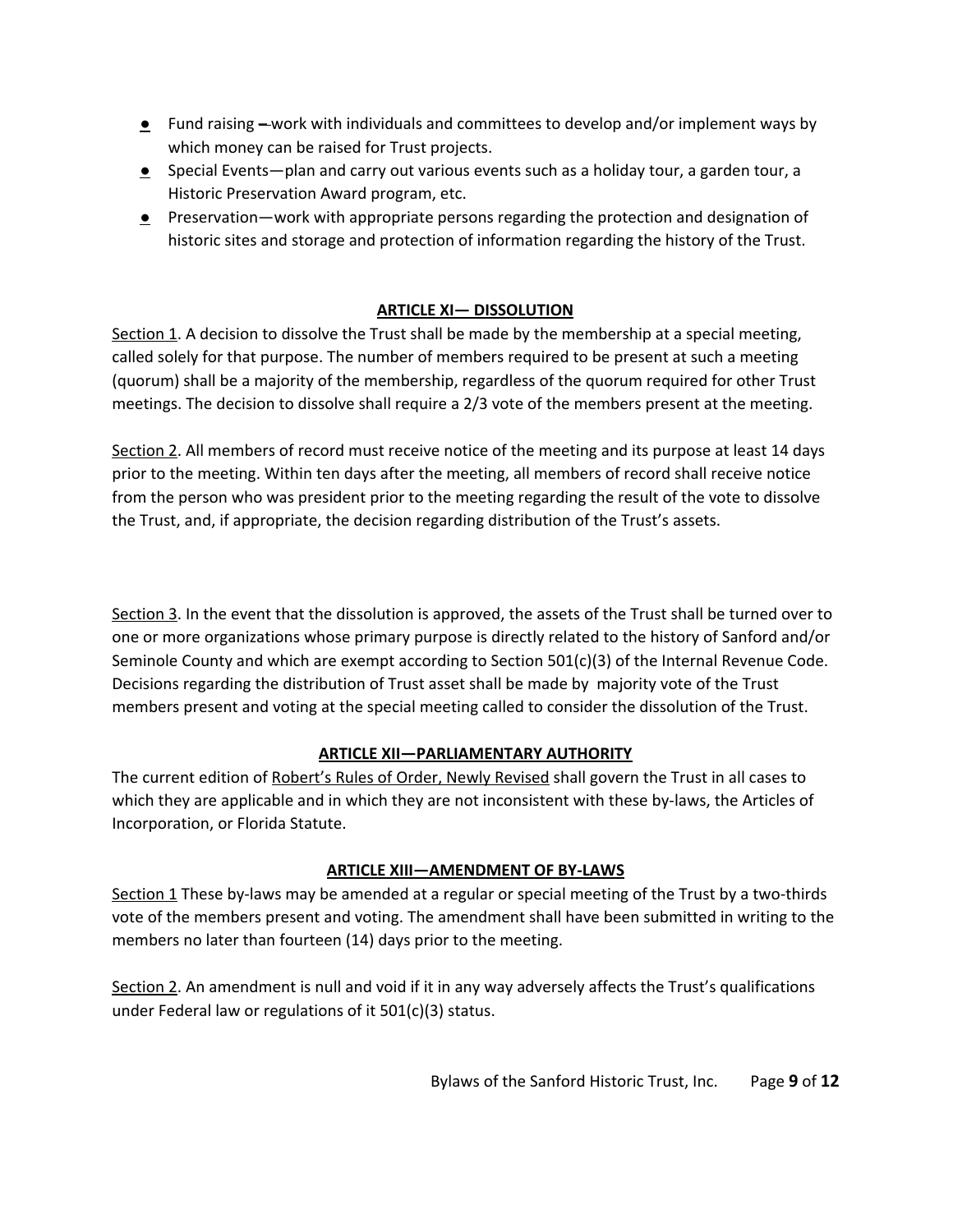- Fund raising – work with individuals and committees to develop and/or implement ways by which money can be raised for Trust projects.
- Special Events—plan and carry out various events such as a holiday tour, a garden tour, a Historic Preservation Award program, etc.
- Preservation—work with appropriate persons regarding the protection and designation of historic sites and storage and protection of information regarding the history of the Trust.

## ARTICLE XI— DISSOLUTION

Section 1. A decision to dissolve the Trust shall be made by the membership at a special meeting, called solely for that purpose. The number of members required to be present at such a meeting (quorum) shall be a majority of the membership, regardless of the quorum required for other Trust meetings. The decision to dissolve shall require a 2/3 vote of the members present at the meeting.

Section 2. All members of record must receive notice of the meeting and its purpose at least 14 days prior to the meeting. Within ten days after the meeting, all members of record shall receive notice from the person who was president prior to the meeting regarding the result of the vote to dissolve the Trust, and, if appropriate, the decision regarding distribution of the Trust's assets.

Section 3. In the event that the dissolution is approved, the assets of the Trust shall be turned over to one or more organizations whose primary purpose is directly related to the history of Sanford and/or Seminole County and which are exempt according to Section 501(c)(3) of the Internal Revenue Code. Decisions regarding the distribution of Trust asset shall be made by majority vote of the Trust members present and voting at the special meeting called to consider the dissolution of the Trust.

## ARTICLE XII—PARLIAMENTARY AUTHORITY

The current edition of Robert's Rules of Order, Newly Revised shall govern the Trust in all cases to which they are applicable and in which they are not inconsistent with these by-laws, the Articles of Incorporation, or Florida Statute.

## ARTICLE XIII—AMENDMENT OF BY-LAWS

Section 1 These by-laws may be amended at a regular or special meeting of the Trust by a two-thirds vote of the members present and voting. The amendment shall have been submitted in writing to the members no later than fourteen (14) days prior to the meeting.

Section 2. An amendment is null and void if it in any way adversely affects the Trust's qualifications under Federal law or regulations of it 501(c)(3) status.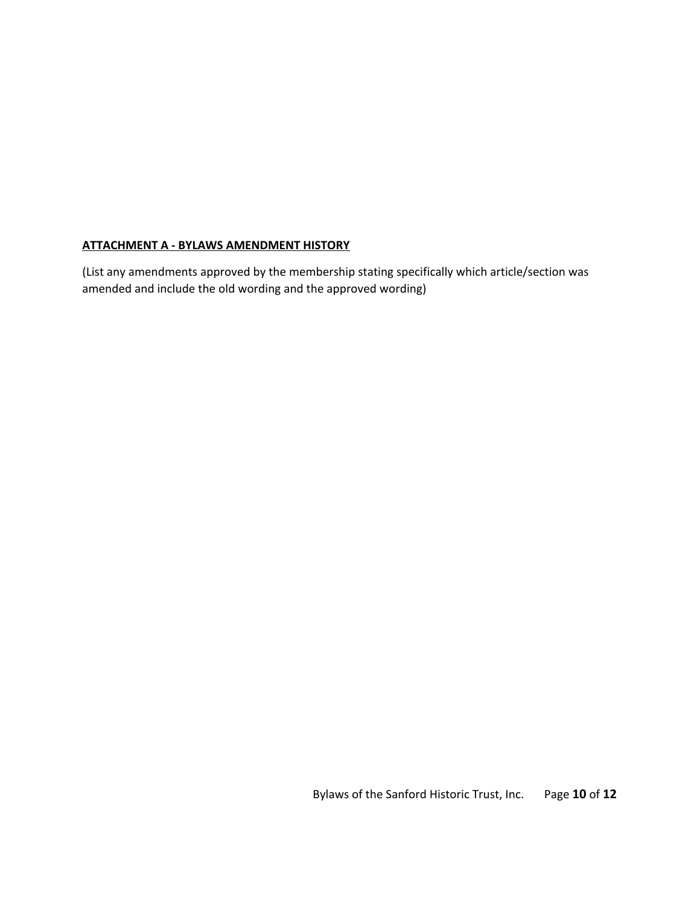**ATTACHMENT A - BYLAWS AMENDMENT HISTORY**

(List any amendments approved by the membership stating specifically which article/section was amended and include the old wording and the approved wording)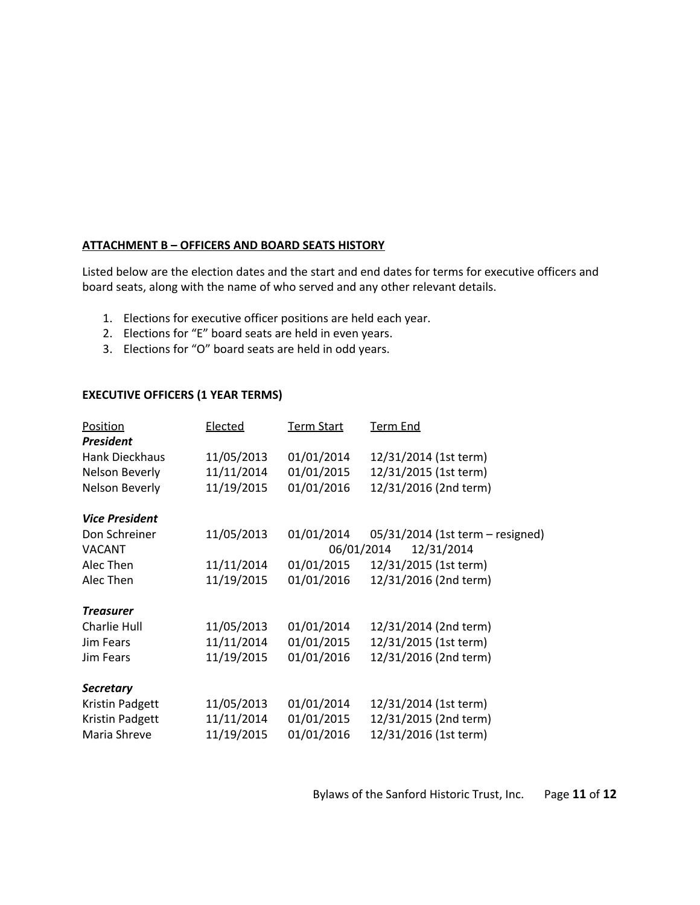**ATTACHMENT B – OFFICERS AND BOARD SEATS HISTORY**

Listed below are the election dates and the start and end dates for terms for executive officers and board seats, along with the name of who served and any other relevant details.

1. Elections for executive officer positions are held each year.
2. Elections for "E" board seats are held in even years.
3. Elections for "O" board seats are held in odd years.

**EXECUTIVE OFFICERS (1 YEAR TERMS)**

| Position | Elected | Term Start | Term End |
|---|---|---|---|
| ***President*** | | | |
| Hank Dieckhaus | 11/05/2013 | 01/01/2014 | 12/31/2014 (1st term) |
| Nelson Beverly | 11/11/2014 | 01/01/2015 | 12/31/2015 (1st term) |
| Nelson Beverly | 11/19/2015 | 01/01/2016 | 12/31/2016 (2nd term) |
| ***Vice President*** | | | |
| Don Schreiner | 11/05/2013 | 01/01/2014 | 05/31/2014 (1st term – resigned) |
| VACANT | | 06/01/2014 | 12/31/2014 |
| Alec Then | 11/11/2014 | 01/01/2015 | 12/31/2015 (1st term) |
| Alec Then | 11/19/2015 | 01/01/2016 | 12/31/2016 (2nd term) |
| ***Treasurer*** | | | |
| Charlie Hull | 11/05/2013 | 01/01/2014 | 12/31/2014 (2nd term) |
| Jim Fears | 11/11/2014 | 01/01/2015 | 12/31/2015 (1st term) |
| Jim Fears | 11/19/2015 | 01/01/2016 | 12/31/2016 (2nd term) |
| ***Secretary*** | | | |
| Kristin Padgett | 11/05/2013 | 01/01/2014 | 12/31/2014 (1st term) |
| Kristin Padgett | 11/11/2014 | 01/01/2015 | 12/31/2015 (2nd term) |
| Maria Shreve | 11/19/2015 | 01/01/2016 | 12/31/2016 (1st term) |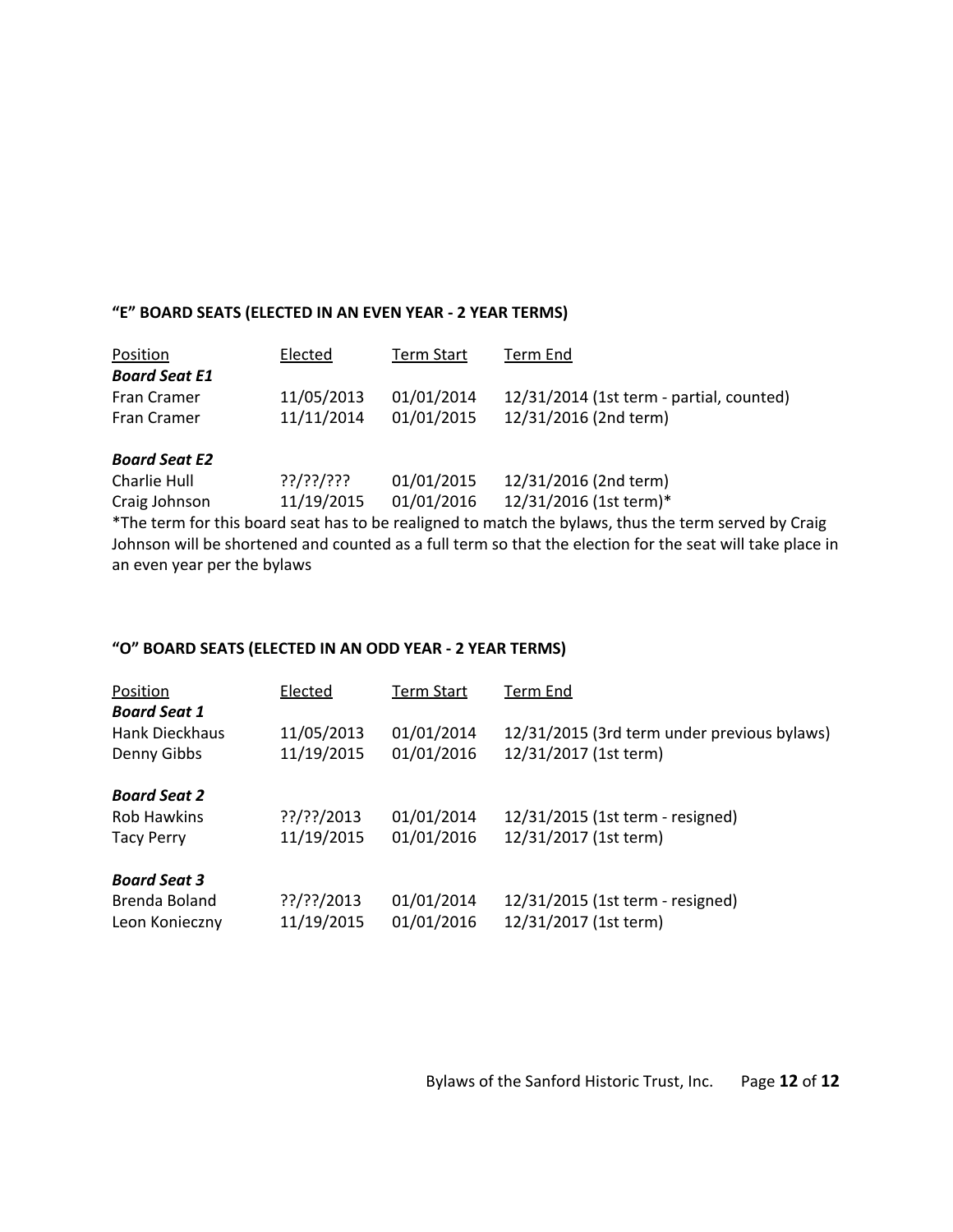**"E" BOARD SEATS (ELECTED IN AN EVEN YEAR - 2 YEAR TERMS)**

| Position | Elected | Term Start | Term End |
|---|---|---|---|
| ***Board Seat E1*** | | | |
| Fran Cramer | 11/05/2013 | 01/01/2014 | 12/31/2014 (1st term - partial, counted) |
| Fran Cramer | 11/11/2014 | 01/01/2015 | 12/31/2016 (2nd term) |
| ***Board Seat E2*** | | | |
| Charlie Hull | ??/??/??? | 01/01/2015 | 12/31/2016 (2nd term) |
| Craig Johnson | 11/19/2015 | 01/01/2016 | 12/31/2016 (1st term)* |

*The term for this board seat has to be realigned to match the bylaws, thus the term served by Craig Johnson will be shortened and counted as a full term so that the election for the seat will take place in an even year per the bylaws

**"O" BOARD SEATS (ELECTED IN AN ODD YEAR - 2 YEAR TERMS)**

| Position | Elected | Term Start | Term End |
|---|---|---|---|
| ***Board Seat 1*** | | | |
| Hank Dieckhaus | 11/05/2013 | 01/01/2014 | 12/31/2015 (3rd term under previous bylaws) |
| Denny Gibbs | 11/19/2015 | 01/01/2016 | 12/31/2017 (1st term) |
| ***Board Seat 2*** | | | |
| Rob Hawkins | ??/??/2013 | 01/01/2014 | 12/31/2015 (1st term - resigned) |
| Tacy Perry | 11/19/2015 | 01/01/2016 | 12/31/2017 (1st term) |
| ***Board Seat 3*** | | | |
| Brenda Boland | ??/??/2013 | 01/01/2014 | 12/31/2015 (1st term - resigned) |
| Leon Konieczny | 11/19/2015 | 01/01/2016 | 12/31/2017 (1st term) |